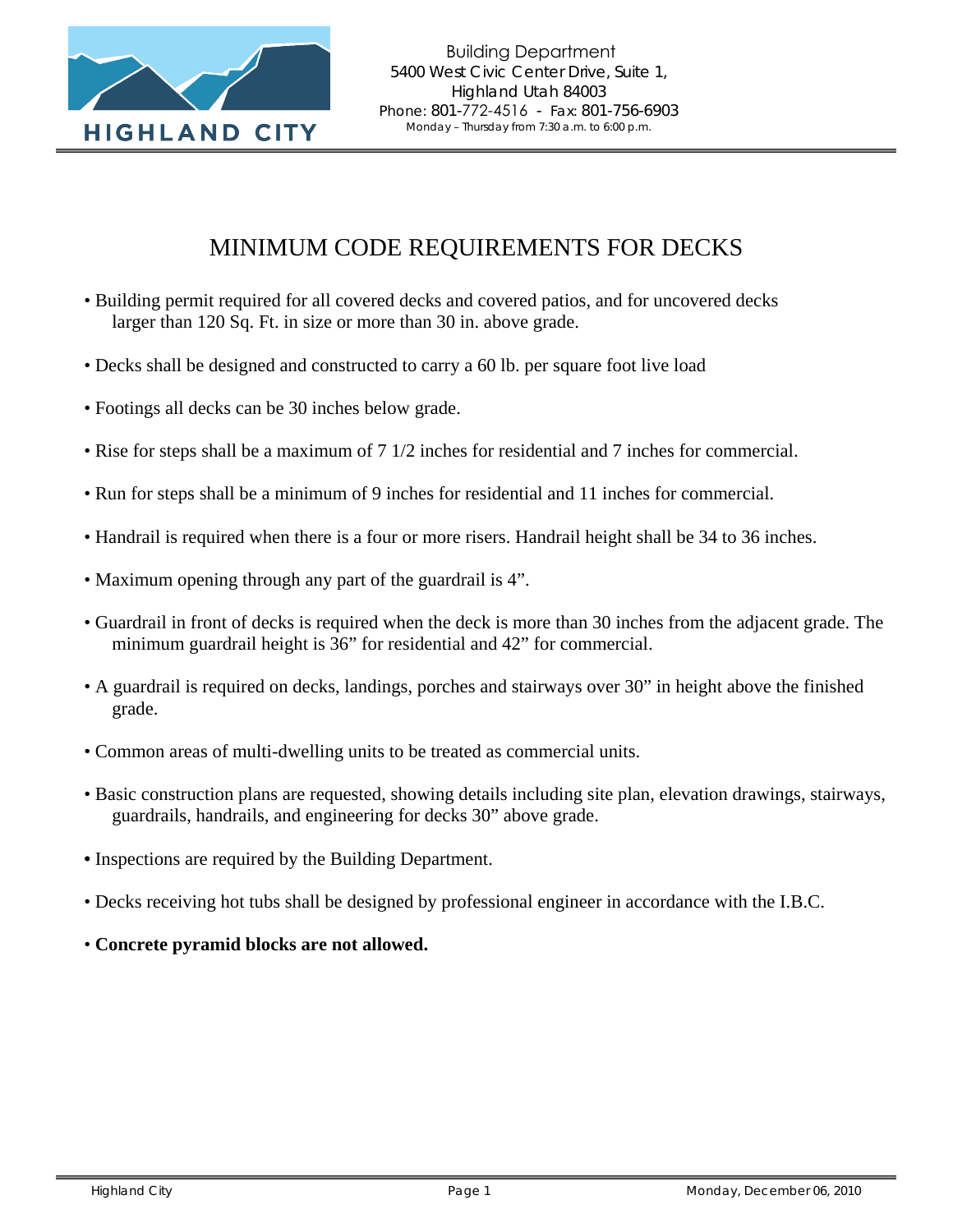HIGHLAND CITY

Building Department
5400 West Civic Center Drive, Suite 1,
Highland Utah 84003
Phone: 801-772-4516 - Fax: 801-756-6903
Monday – Thursday from 7:30 a.m. to 6:00 p.m.

# MINIMUM CODE REQUIREMENTS FOR DECKS

- Building permit required for all covered decks and covered patios, and for uncovered decks larger than 120 Sq. Ft. in size or more than 30 in. above grade.
- Decks shall be designed and constructed to carry a 60 lb. per square foot live load
- Footings all decks can be 30 inches below grade.
- Rise for steps shall be a maximum of 7 1/2 inches for residential and 7 inches for commercial.
- Run for steps shall be a minimum of 9 inches for residential and 11 inches for commercial.
- Handrail is required when there is a four or more risers. Handrail height shall be 34 to 36 inches.
- Maximum opening through any part of the guardrail is 4".
- Guardrail in front of decks is required when the deck is more than 30 inches from the adjacent grade. The minimum guardrail height is 36" for residential and 42" for commercial.
- A guardrail is required on decks, landings, porches and stairways over 30" in height above the finished grade.
- Common areas of multi-dwelling units to be treated as commercial units.
- Basic construction plans are requested, showing details including site plan, elevation drawings, stairways, guardrails, handrails, and engineering for decks 30" above grade.
- Inspections are required by the Building Department.
- Decks receiving hot tubs shall be designed by professional engineer in accordance with the I.B.C.
- **Concrete pyramid blocks are not allowed.**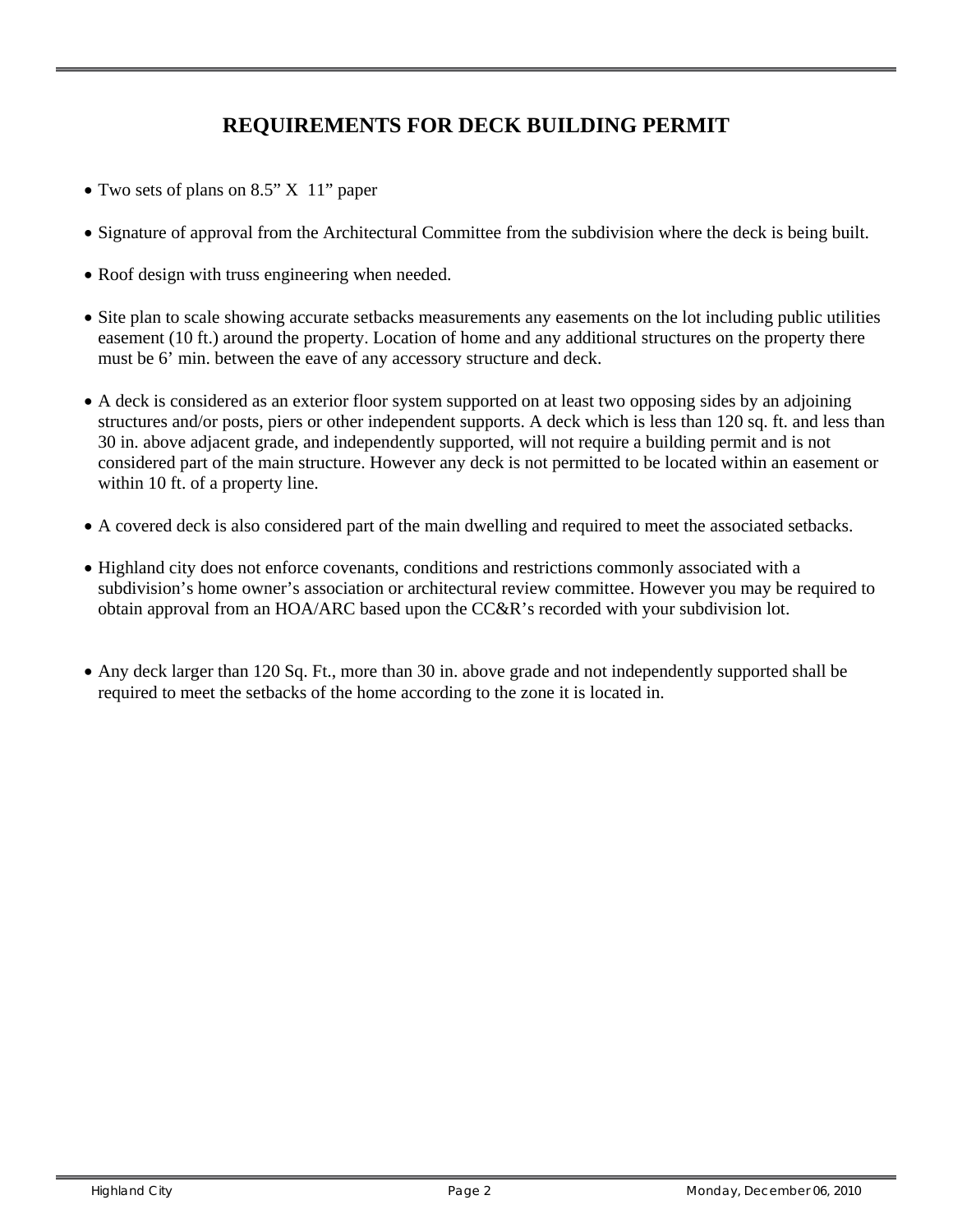## REQUIREMENTS FOR DECK BUILDING PERMIT

- Two sets of plans on 8.5" X 11" paper
- Signature of approval from the Architectural Committee from the subdivision where the deck is being built.
- Roof design with truss engineering when needed.
- Site plan to scale showing accurate setbacks measurements any easements on the lot including public utilities easement (10 ft.) around the property. Location of home and any additional structures on the property there must be 6' min. between the eave of any accessory structure and deck.
- A deck is considered as an exterior floor system supported on at least two opposing sides by an adjoining structures and/or posts, piers or other independent supports. A deck which is less than 120 sq. ft. and less than 30 in. above adjacent grade, and independently supported, will not require a building permit and is not considered part of the main structure. However any deck is not permitted to be located within an easement or within 10 ft. of a property line.
- A covered deck is also considered part of the main dwelling and required to meet the associated setbacks.
- Highland city does not enforce covenants, conditions and restrictions commonly associated with a subdivision's home owner's association or architectural review committee. However you may be required to obtain approval from an HOA/ARC based upon the CC&R's recorded with your subdivision lot.
- Any deck larger than 120 Sq. Ft., more than 30 in. above grade and not independently supported shall be required to meet the setbacks of the home according to the zone it is located in.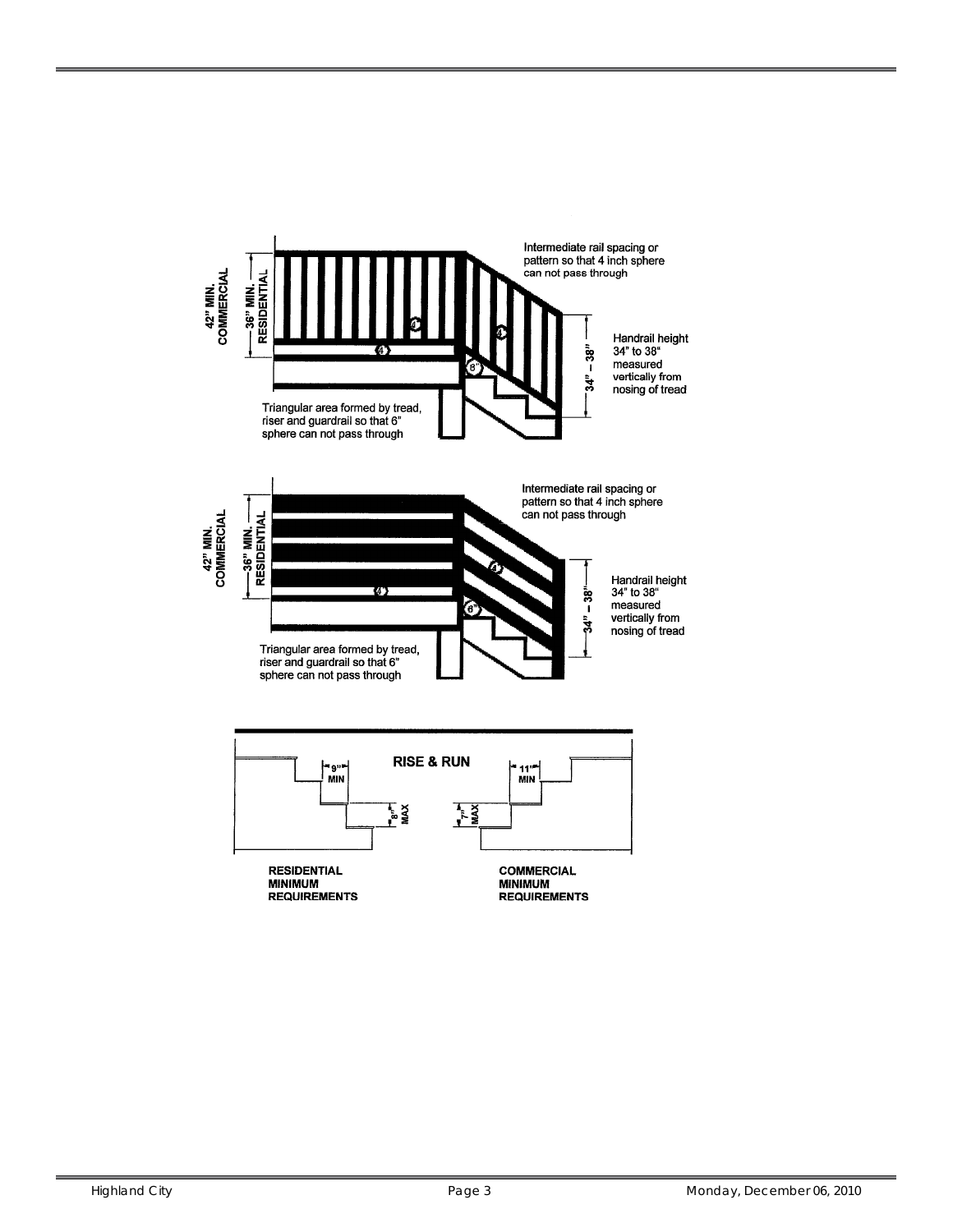42" MIN. COMMERCIAL

36" MIN. RESIDENTIAL

Intermediate rail spacing or pattern so that 4 inch sphere can not pass through

Handrail height 34" to 38" measured vertically from nosing of tread

34" – 38"

Triangular area formed by tread, riser and guardrail so that 6" sphere can not pass through

42" MIN. COMMERCIAL

36" MIN. RESIDENTIAL

Intermediate rail spacing or pattern so that 4 inch sphere can not pass through

Handrail height 34" to 38" measured vertically from nosing of tread

34" – 38"

Triangular area formed by tread, riser and guardrail so that 6" sphere can not pass through

**RISE & RUN**

9" MIN

8" MAX

11" MIN

7" MAX

**RESIDENTIAL MINIMUM REQUIREMENTS**

**COMMERCIAL MINIMUM REQUIREMENTS**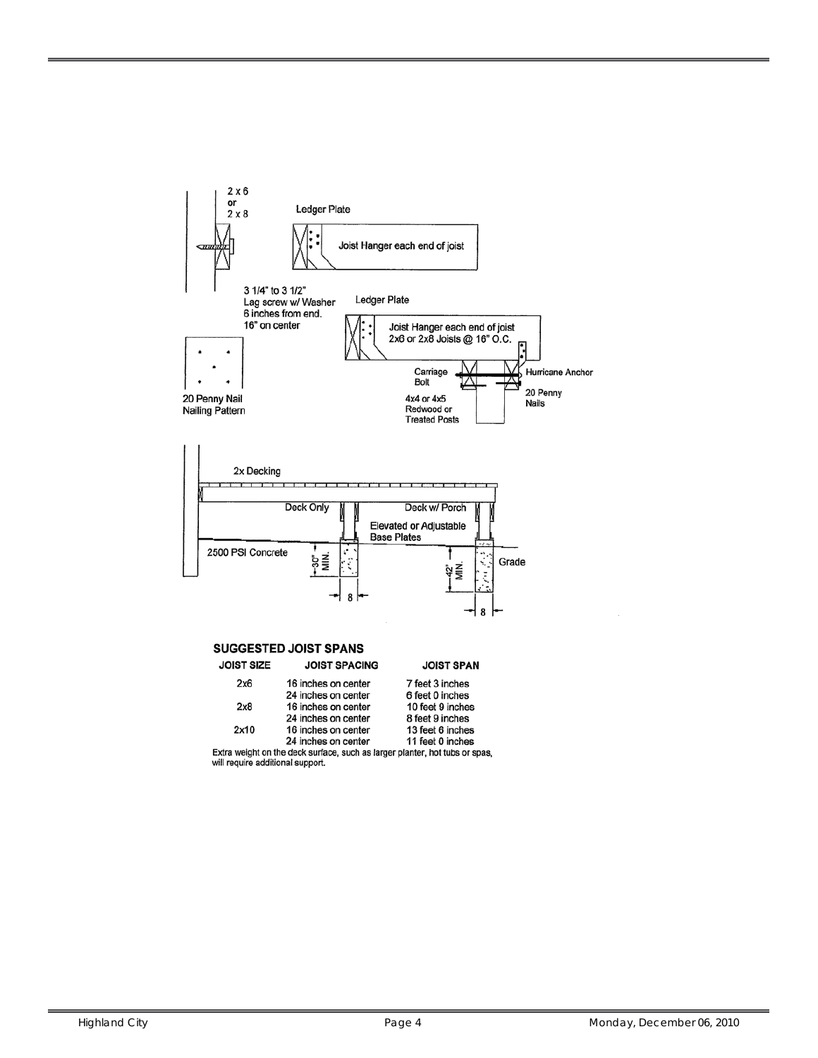2 x 6
or
2 x 8

Ledger Plate

Joist Hanger each end of joist

3 1/4" to 3 1/2"
Lag screw w/ Washer
6 inches from end.
16" on center

Ledger Plate

Joist Hanger each end of joist
2x6 or 2x8 Joists @ 16" O.C.

20 Penny Nail
Nailing Pattern

Carriage
Bolt

Hurricane Anchor

20 Penny
Nails

4x4 or 4x5
Redwood or
Treated Posts

2x Decking

Deck Only

Deck w/ Porch

Elevated or Adjustable
Base Plates

2500 PSI Concrete

30" MIN.

42" MIN.

Grade

8

8

## SUGGESTED JOIST SPANS

| JOIST SIZE | JOIST SPACING | JOIST SPAN |
|---|---|---|
| 2x6 | 16 inches on center | 7 feet 3 inches |
| | 24 inches on center | 6 feet 0 inches |
| 2x8 | 16 inches on center | 10 feet 9 inches |
| | 24 inches on center | 8 feet 9 inches |
| 2x10 | 16 inches on center | 13 feet 6 inches |
| | 24 inches on center | 11 feet 0 inches |

Extra weight on the deck surface, such as larger planter, hot tubs or spas, will require additional support.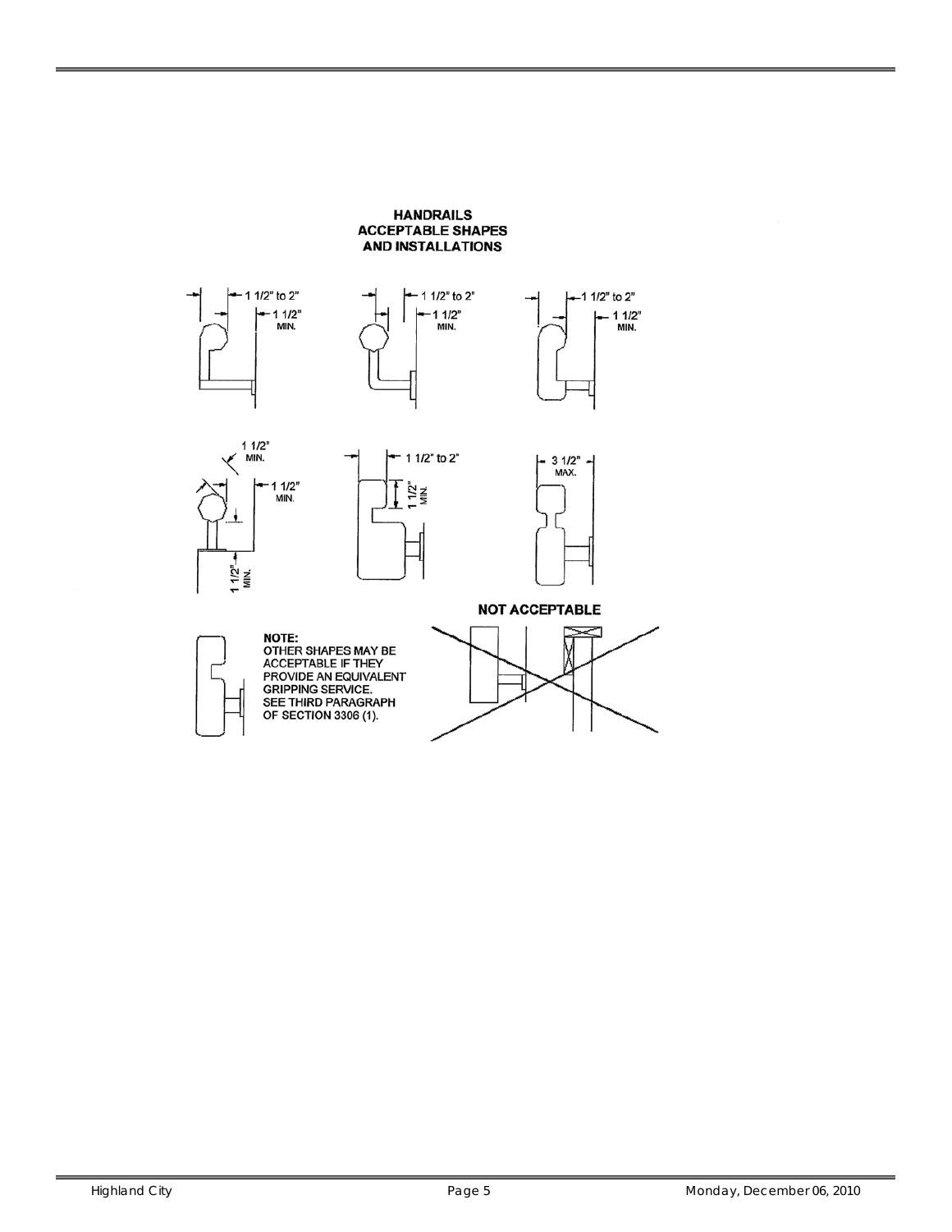**HANDRAILS**
**ACCEPTABLE SHAPES**
**AND INSTALLATIONS**

1 1/2" to 2"
1 1/2" MIN.

1 1/2" to 2"
1 1/2" MIN.

1 1/2" to 2"
1 1/2" MIN.

1 1/2" MIN.
1 1/2" MIN.
1 1/2" MIN.

1 1/2" to 2"
1 1/2" MIN.

3 1/2" MAX.

**NOTE:**
**OTHER SHAPES MAY BE ACCEPTABLE IF THEY PROVIDE AN EQUIVALENT GRIPPING SERVICE. SEE THIRD PARAGRAPH OF SECTION 3306 (1).**

**NOT ACCEPTABLE**